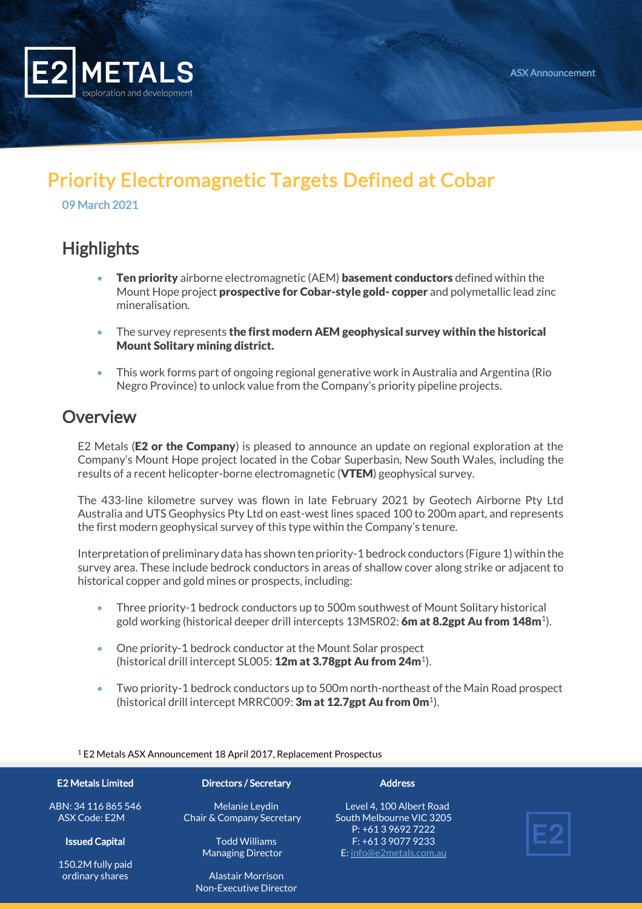# Priority Electromagnetic Targets Defined at Cobar

09 March 2021

## Highlights

- **Ten priority** airborne electromagnetic (AEM) **basement conductors** defined within the Mount Hope project **prospective for Cobar-style gold- copper** and polymetallic lead zinc mineralisation.
- The survey represents **the first modern AEM geophysical survey within the historical Mount Solitary mining district.**
- This work forms part of ongoing regional generative work in Australia and Argentina (Rio Negro Province) to unlock value from the Company's priority pipeline projects.

## Overview

E2 Metals (**E2 or the Company**) is pleased to announce an update on regional exploration at the Company's Mount Hope project located in the Cobar Superbasin, New South Wales, including the results of a recent helicopter-borne electromagnetic (**VTEM**) geophysical survey.

The 433-line kilometre survey was flown in late February 2021 by Geotech Airborne Pty Ltd Australia and UTS Geophysics Pty Ltd on east-west lines spaced 100 to 200m apart, and represents the first modern geophysical survey of this type within the Company's tenure.

Interpretation of preliminary data has shown ten priority-1 bedrock conductors (Figure 1) within the survey area. These include bedrock conductors in areas of shallow cover along strike or adjacent to historical copper and gold mines or prospects, including:

- Three priority-1 bedrock conductors up to 500m southwest of Mount Solitary historical gold working (historical deeper drill intercepts 13MSR02: **6m at 8.2gpt Au from 148m**[1]).
- One priority-1 bedrock conductor at the Mount Solar prospect (historical drill intercept SL005: **12m at 3.78gpt Au from 24m**[1]).
- Two priority-1 bedrock conductors up to 500m north-northeast of the Main Road prospect (historical drill intercept MRRC009: **3m at 12.7gpt Au from 0m**[1]).

[1] E2 Metals ASX Announcement 18 April 2017, Replacement Prospectus

**E2 Metals Limited**

ABN: 34 116 865 546
ASX Code: E2M

**Issued Capital**

150.2M fully paid ordinary shares

**Directors / Secretary**

Melanie Leydin
Chair & Company Secretary

Todd Williams
Managing Director

Alastair Morrison
Non-Executive Director

**Address**

Level 4, 100 Albert Road
South Melbourne VIC 3205
P: +61 3 9692 7222
F: +61 3 9077 9233
E: info@e2metals.com.au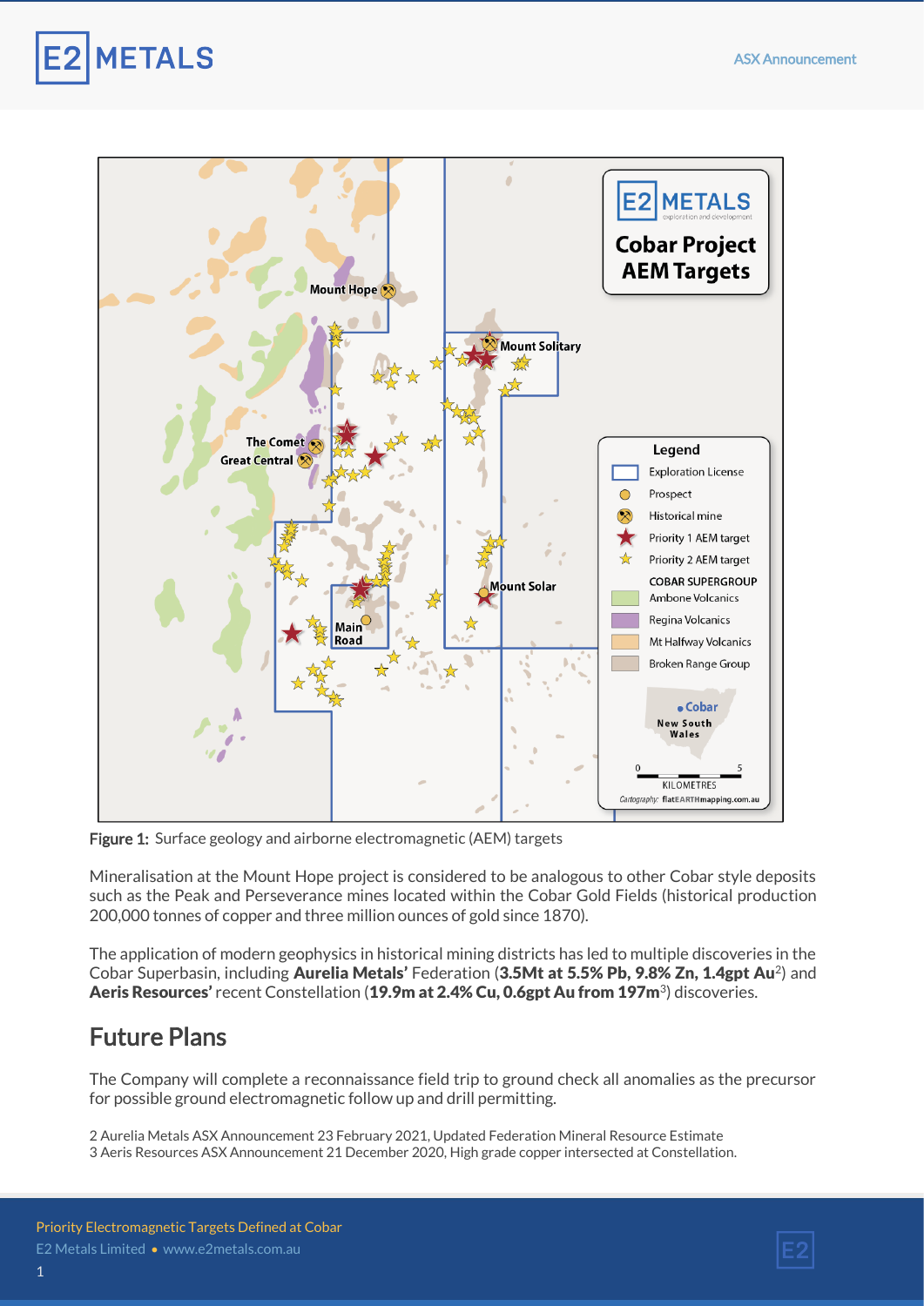**Figure 1:** Surface geology and airborne electromagnetic (AEM) targets

Mineralisation at the Mount Hope project is considered to be analogous to other Cobar style deposits such as the Peak and Perseverance mines located within the Cobar Gold Fields (historical production 200,000 tonnes of copper and three million ounces of gold since 1870).

The application of modern geophysics in historical mining districts has led to multiple discoveries in the Cobar Superbasin, including **Aurelia Metals'** Federation (**3.5Mt at 5.5% Pb, 9.8% Zn, 1.4gpt Au**[2]) and **Aeris Resources'** recent Constellation (**19.9m at 2.4% Cu, 0.6gpt Au from 197m**[3]) discoveries.

## Future Plans

The Company will complete a reconnaissance field trip to ground check all anomalies as the precursor for possible ground electromagnetic follow up and drill permitting.

2 Aurelia Metals ASX Announcement 23 February 2021, Updated Federation Mineral Resource Estimate
3 Aeris Resources ASX Announcement 21 December 2020, High grade copper intersected at Constellation.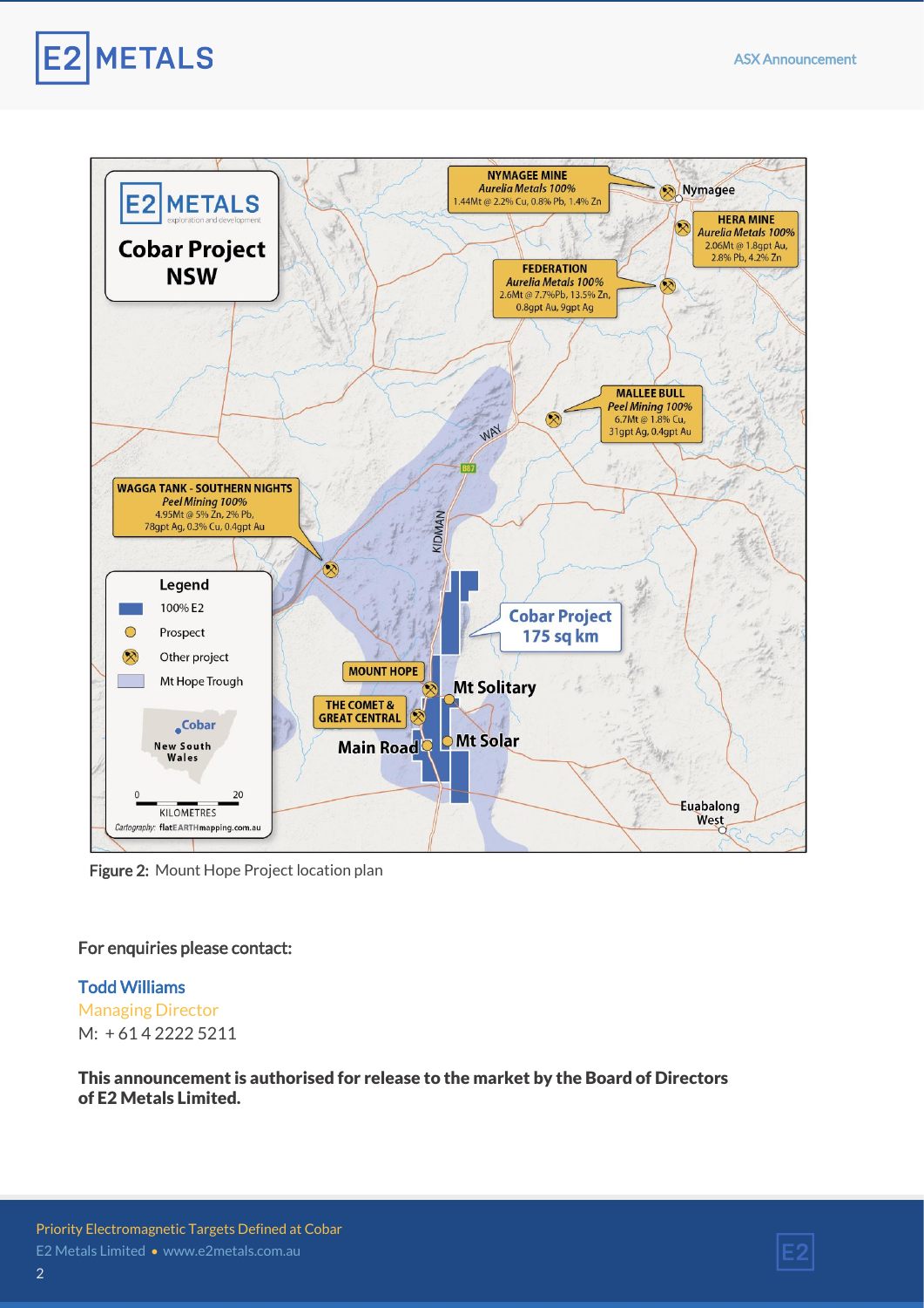Figure 2: Mount Hope Project location plan

**For enquiries please contact:**

Todd Williams
Managing Director
M: + 61 4 2222 5211

**This announcement is authorised for release to the market by the Board of Directors of E2 Metals Limited.**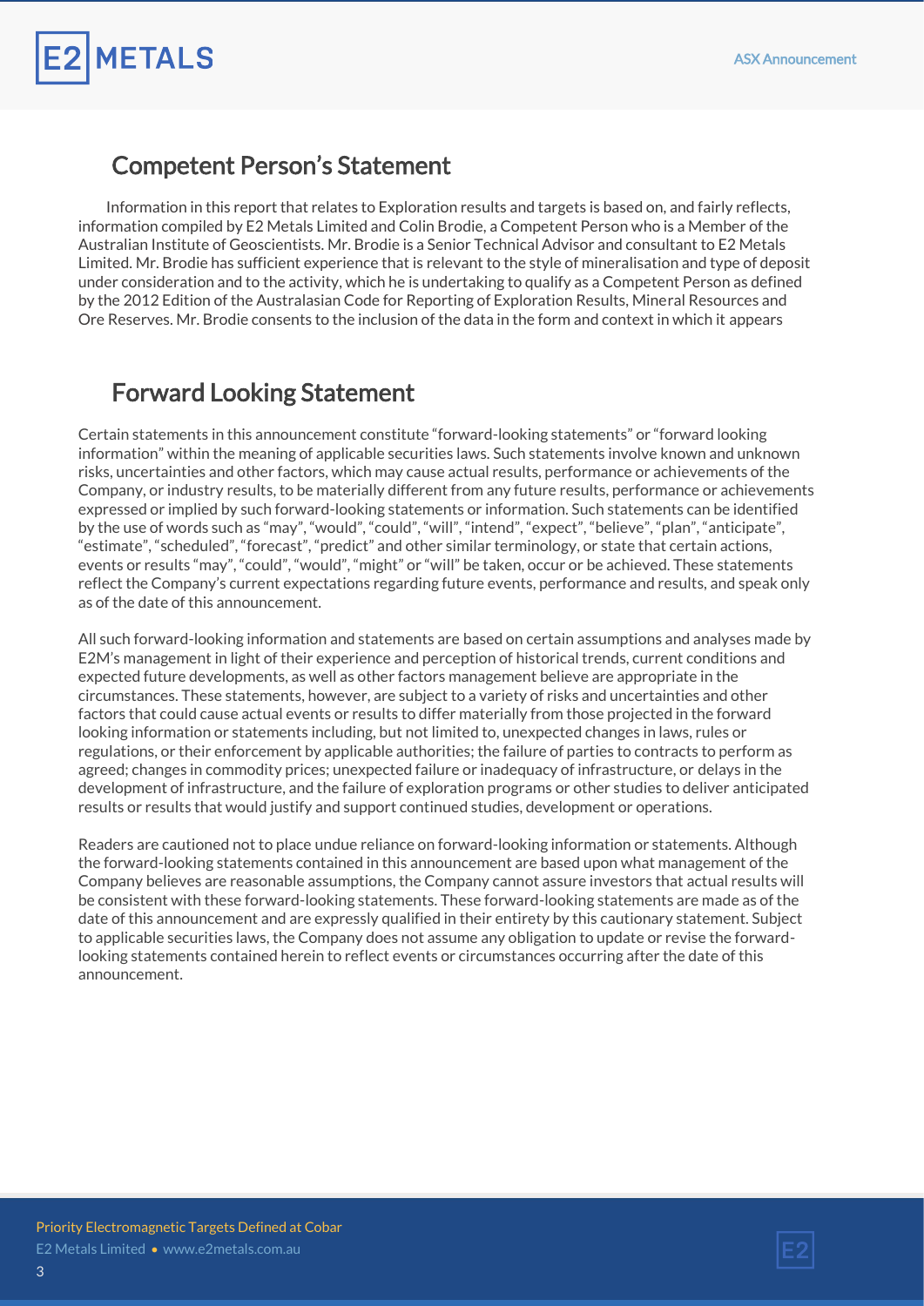## Competent Person's Statement

Information in this report that relates to Exploration results and targets is based on, and fairly reflects, information compiled by E2 Metals Limited and Colin Brodie, a Competent Person who is a Member of the Australian Institute of Geoscientists. Mr. Brodie is a Senior Technical Advisor and consultant to E2 Metals Limited. Mr. Brodie has sufficient experience that is relevant to the style of mineralisation and type of deposit under consideration and to the activity, which he is undertaking to qualify as a Competent Person as defined by the 2012 Edition of the Australasian Code for Reporting of Exploration Results, Mineral Resources and Ore Reserves. Mr. Brodie consents to the inclusion of the data in the form and context in which it appears

## Forward Looking Statement

Certain statements in this announcement constitute "forward-looking statements" or "forward looking information" within the meaning of applicable securities laws. Such statements involve known and unknown risks, uncertainties and other factors, which may cause actual results, performance or achievements of the Company, or industry results, to be materially different from any future results, performance or achievements expressed or implied by such forward-looking statements or information. Such statements can be identified by the use of words such as "may", "would", "could", "will", "intend", "expect", "believe", "plan", "anticipate", "estimate", "scheduled", "forecast", "predict" and other similar terminology, or state that certain actions, events or results "may", "could", "would", "might" or "will" be taken, occur or be achieved. These statements reflect the Company's current expectations regarding future events, performance and results, and speak only as of the date of this announcement.

All such forward-looking information and statements are based on certain assumptions and analyses made by E2M's management in light of their experience and perception of historical trends, current conditions and expected future developments, as well as other factors management believe are appropriate in the circumstances. These statements, however, are subject to a variety of risks and uncertainties and other factors that could cause actual events or results to differ materially from those projected in the forward looking information or statements including, but not limited to, unexpected changes in laws, rules or regulations, or their enforcement by applicable authorities; the failure of parties to contracts to perform as agreed; changes in commodity prices; unexpected failure or inadequacy of infrastructure, or delays in the development of infrastructure, and the failure of exploration programs or other studies to deliver anticipated results or results that would justify and support continued studies, development or operations.

Readers are cautioned not to place undue reliance on forward-looking information or statements. Although the forward-looking statements contained in this announcement are based upon what management of the Company believes are reasonable assumptions, the Company cannot assure investors that actual results will be consistent with these forward-looking statements. These forward-looking statements are made as of the date of this announcement and are expressly qualified in their entirety by this cautionary statement. Subject to applicable securities laws, the Company does not assume any obligation to update or revise the forward-looking statements contained herein to reflect events or circumstances occurring after the date of this announcement.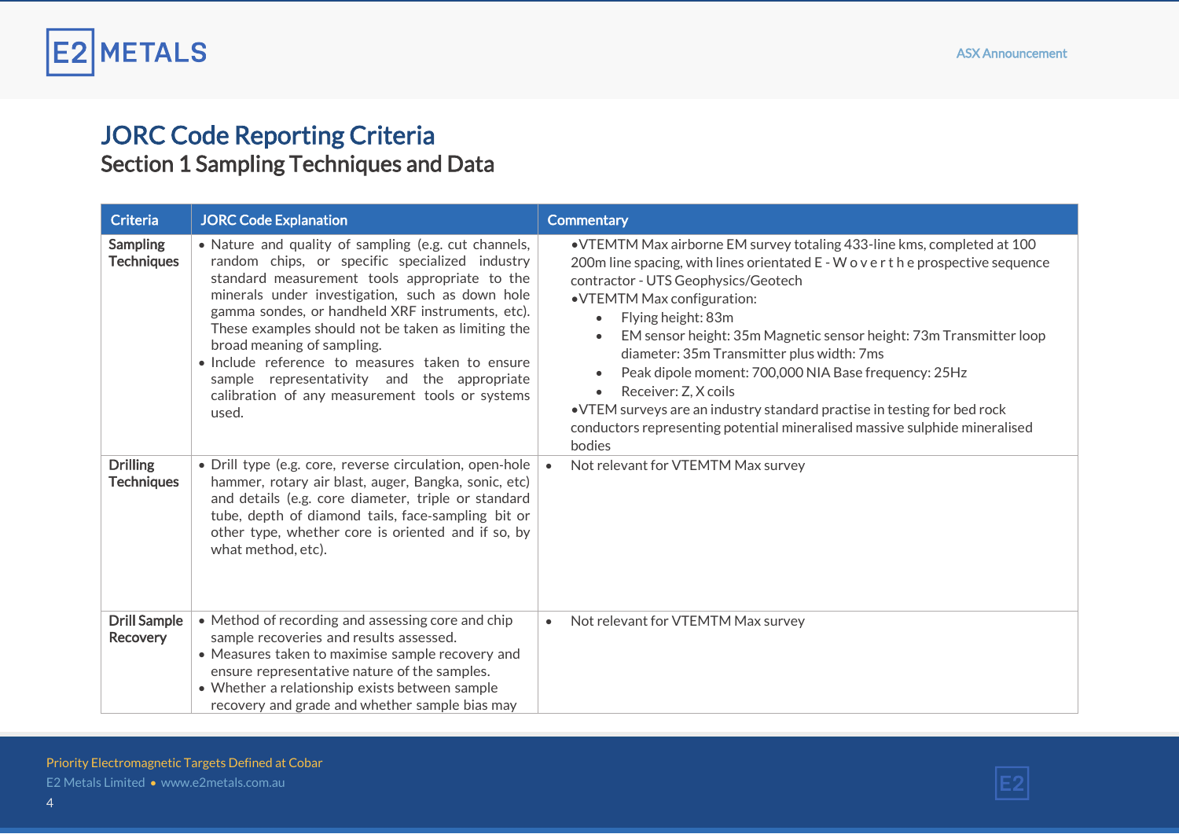# JORC Code Reporting Criteria

## Section 1 Sampling Techniques and Data

| Criteria | JORC Code Explanation | Commentary |
|---|---|---|
| **Sampling Techniques** | • Nature and quality of sampling (e.g. cut channels, random chips, or specific specialized industry standard measurement tools appropriate to the minerals under investigation, such as down hole gamma sondes, or handheld XRF instruments, etc). These examples should not be taken as limiting the broad meaning of sampling.<br>• Include reference to measures taken to ensure sample representativity and the appropriate calibration of any measurement tools or systems used. | •VTEMTM Max airborne EM survey totaling 433-line kms, completed at 100 200m line spacing, with lines orientated E - W o v e r t h e prospective sequence contractor - UTS Geophysics/Geotech<br>•VTEMTM Max configuration:<br>• Flying height: 83m<br>• EM sensor height: 35m Magnetic sensor height: 73m Transmitter loop diameter: 35m Transmitter plus width: 7ms<br>• Peak dipole moment: 700,000 NIA Base frequency: 25Hz<br>• Receiver: Z, X coils<br>•VTEM surveys are an industry standard practise in testing for bed rock conductors representing potential mineralised massive sulphide mineralised bodies |
| **Drilling Techniques** | • Drill type (e.g. core, reverse circulation, open-hole hammer, rotary air blast, auger, Bangka, sonic, etc) and details (e.g. core diameter, triple or standard tube, depth of diamond tails, face-sampling bit or other type, whether core is oriented and if so, by what method, etc). | • Not relevant for VTEMTM Max survey |
| **Drill Sample Recovery** | • Method of recording and assessing core and chip sample recoveries and results assessed.<br>• Measures taken to maximise sample recovery and ensure representative nature of the samples.<br>• Whether a relationship exists between sample recovery and grade and whether sample bias may | • Not relevant for VTEMTM Max survey |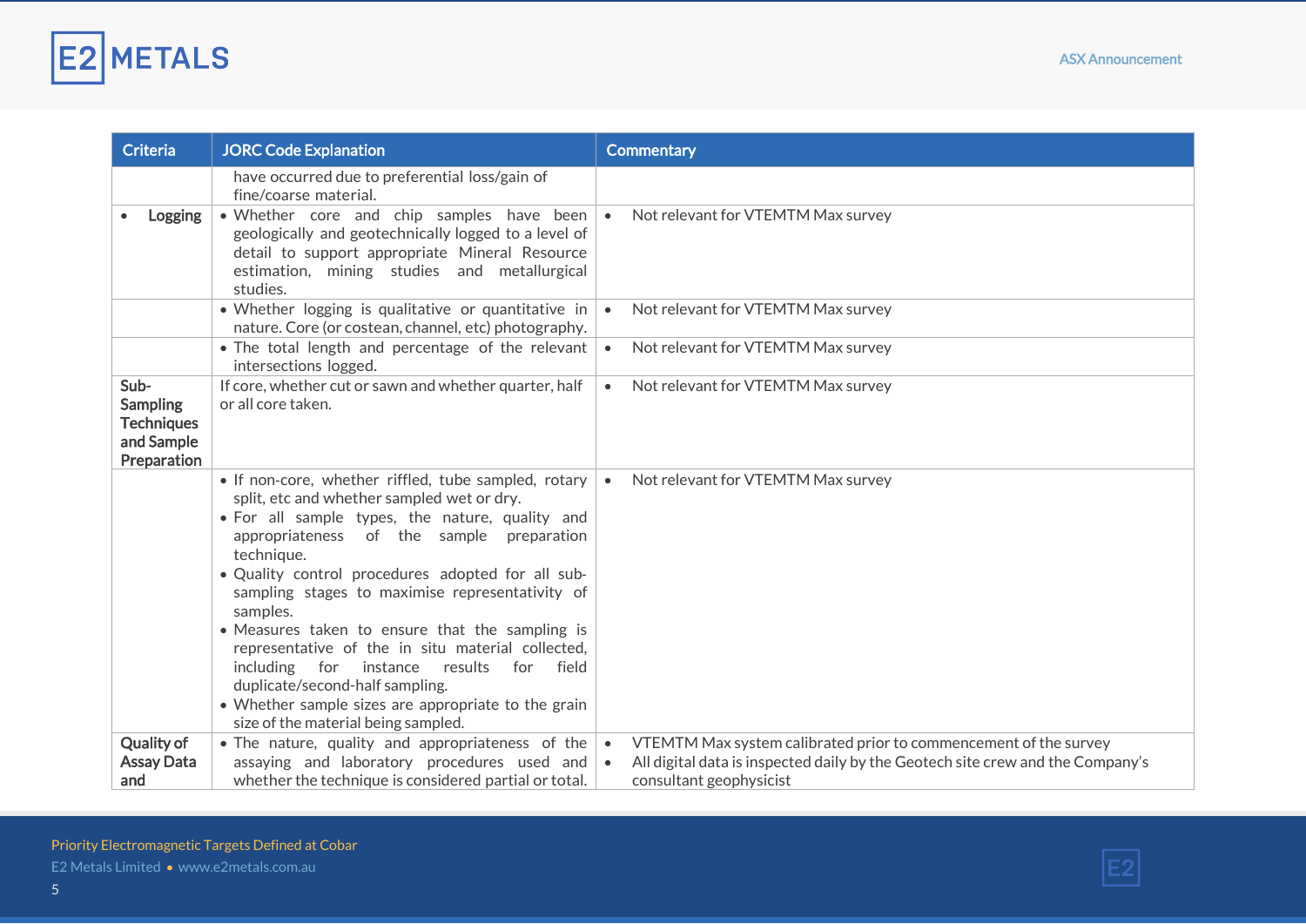| Criteria | JORC Code Explanation | Commentary |
|---|---|---|
| | have occurred due to preferential loss/gain of fine/coarse material. | |
| • **Logging** | • Whether core and chip samples have been geologically and geotechnically logged to a level of detail to support appropriate Mineral Resource estimation, mining studies and metallurgical studies. | • Not relevant for VTEMTM Max survey |
| | • Whether logging is qualitative or quantitative in nature. Core (or costean, channel, etc) photography. | • Not relevant for VTEMTM Max survey |
| | • The total length and percentage of the relevant intersections logged. | • Not relevant for VTEMTM Max survey |
| **Sub-Sampling Techniques and Sample Preparation** | If core, whether cut or sawn and whether quarter, half or all core taken. | • Not relevant for VTEMTM Max survey |
| | • If non-core, whether riffled, tube sampled, rotary split, etc and whether sampled wet or dry.<br>• For all sample types, the nature, quality and appropriateness of the sample preparation technique.<br>• Quality control procedures adopted for all sub-sampling stages to maximise representativity of samples.<br>• Measures taken to ensure that the sampling is representative of the in situ material collected, including for instance results for field duplicate/second-half sampling.<br>• Whether sample sizes are appropriate to the grain size of the material being sampled. | • Not relevant for VTEMTM Max survey |
| **Quality of Assay Data and** | • The nature, quality and appropriateness of the assaying and laboratory procedures used and whether the technique is considered partial or total. | • VTEMTM Max system calibrated prior to commencement of the survey<br>• All digital data is inspected daily by the Geotech site crew and the Company's consultant geophysicist |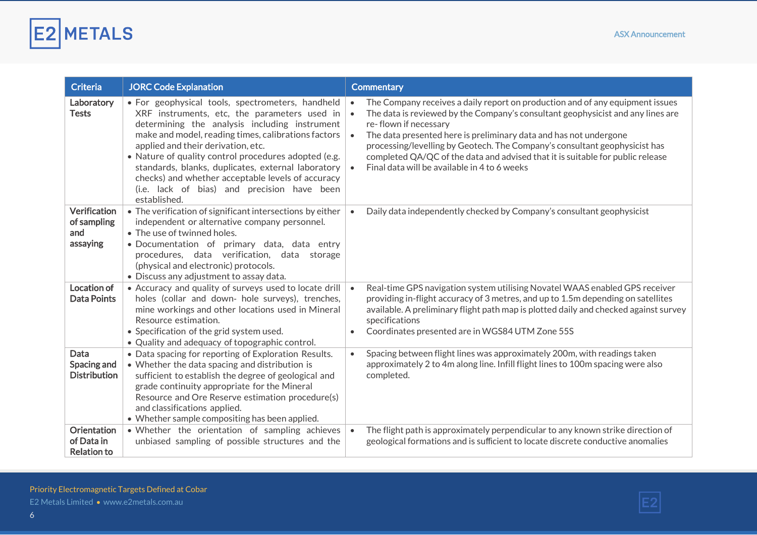| Criteria | JORC Code Explanation | Commentary |
| --- | --- | --- |
| **Laboratory Tests** | • For geophysical tools, spectrometers, handheld XRF instruments, etc, the parameters used in determining the analysis including instrument make and model, reading times, calibrations factors applied and their derivation, etc.<br>• Nature of quality control procedures adopted (e.g. standards, blanks, duplicates, external laboratory checks) and whether acceptable levels of accuracy (i.e. lack of bias) and precision have been established. | • The Company receives a daily report on production and of any equipment issues<br>• The data is reviewed by the Company's consultant geophysicist and any lines are re- flown if necessary<br>• The data presented here is preliminary data and has not undergone processing/levelling by Geotech. The Company's consultant geophysicist has completed QA/QC of the data and advised that it is suitable for public release<br>• Final data will be available in 4 to 6 weeks |
| **Verification of sampling and assaying** | • The verification of significant intersections by either independent or alternative company personnel.<br>• The use of twinned holes.<br>• Documentation of primary data, data entry procedures, data verification, data storage (physical and electronic) protocols.<br>• Discuss any adjustment to assay data. | • Daily data independently checked by Company's consultant geophysicist |
| **Location of Data Points** | • Accuracy and quality of surveys used to locate drill holes (collar and down- hole surveys), trenches, mine workings and other locations used in Mineral Resource estimation.<br>• Specification of the grid system used.<br>• Quality and adequacy of topographic control. | • Real-time GPS navigation system utilising Novatel WAAS enabled GPS receiver providing in-flight accuracy of 3 metres, and up to 1.5m depending on satellites available. A preliminary flight path map is plotted daily and checked against survey specifications<br>• Coordinates presented are in WGS84 UTM Zone 55S |
| **Data Spacing and Distribution** | • Data spacing for reporting of Exploration Results.<br>• Whether the data spacing and distribution is sufficient to establish the degree of geological and grade continuity appropriate for the Mineral Resource and Ore Reserve estimation procedure(s) and classifications applied.<br>• Whether sample compositing has been applied. | • Spacing between flight lines was approximately 200m, with readings taken approximately 2 to 4m along line. Infill flight lines to 100m spacing were also completed. |
| **Orientation of Data in Relation to** | • Whether the orientation of sampling achieves unbiased sampling of possible structures and the | • The flight path is approximately perpendicular to any known strike direction of geological formations and is sufficient to locate discrete conductive anomalies |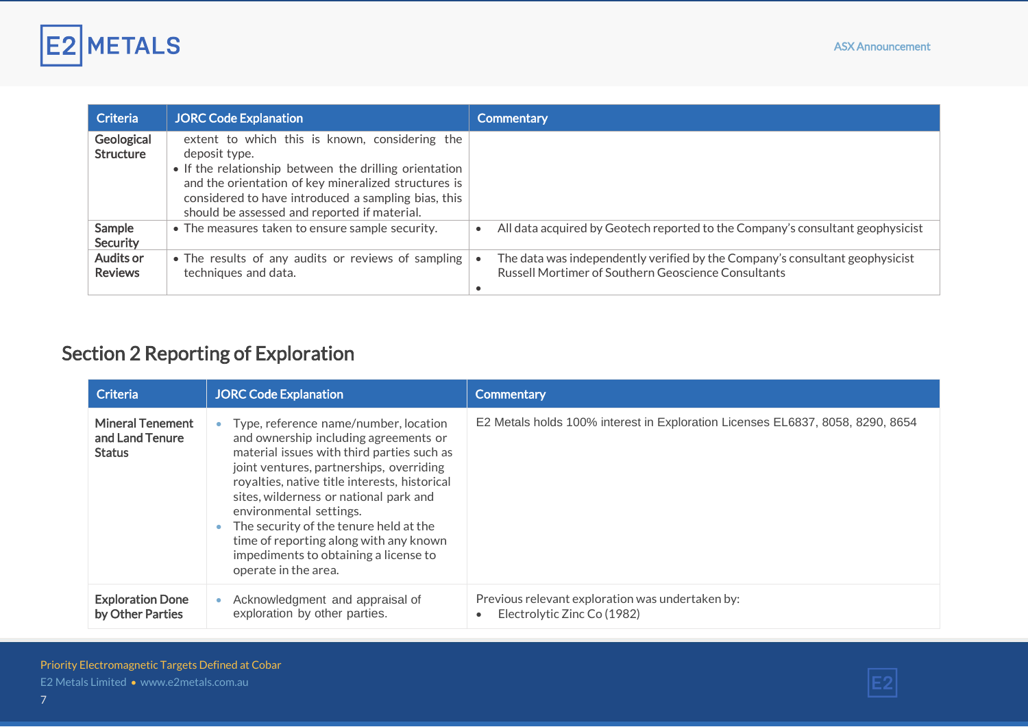| Criteria | JORC Code Explanation | Commentary |
|---|---|---|
| Geological Structure | extent to which this is known, considering the deposit type.<br>• If the relationship between the drilling orientation and the orientation of key mineralized structures is considered to have introduced a sampling bias, this should be assessed and reported if material. | |
| Sample Security | • The measures taken to ensure sample security. | • All data acquired by Geotech reported to the Company's consultant geophysicist |
| Audits or Reviews | • The results of any audits or reviews of sampling techniques and data. | • The data was independently verified by the Company's consultant geophysicist Russell Mortimer of Southern Geoscience Consultants<br>• |

## Section 2 Reporting of Exploration

| Criteria | JORC Code Explanation | Commentary |
|---|---|---|
| Mineral Tenement and Land Tenure Status | • Type, reference name/number, location and ownership including agreements or material issues with third parties such as joint ventures, partnerships, overriding royalties, native title interests, historical sites, wilderness or national park and environmental settings.<br>• The security of the tenure held at the time of reporting along with any known impediments to obtaining a license to operate in the area. | E2 Metals holds 100% interest in Exploration Licenses EL6837, 8058, 8290, 8654 |
| Exploration Done by Other Parties | • Acknowledgment and appraisal of exploration by other parties. | Previous relevant exploration was undertaken by:<br>• Electrolytic Zinc Co (1982) |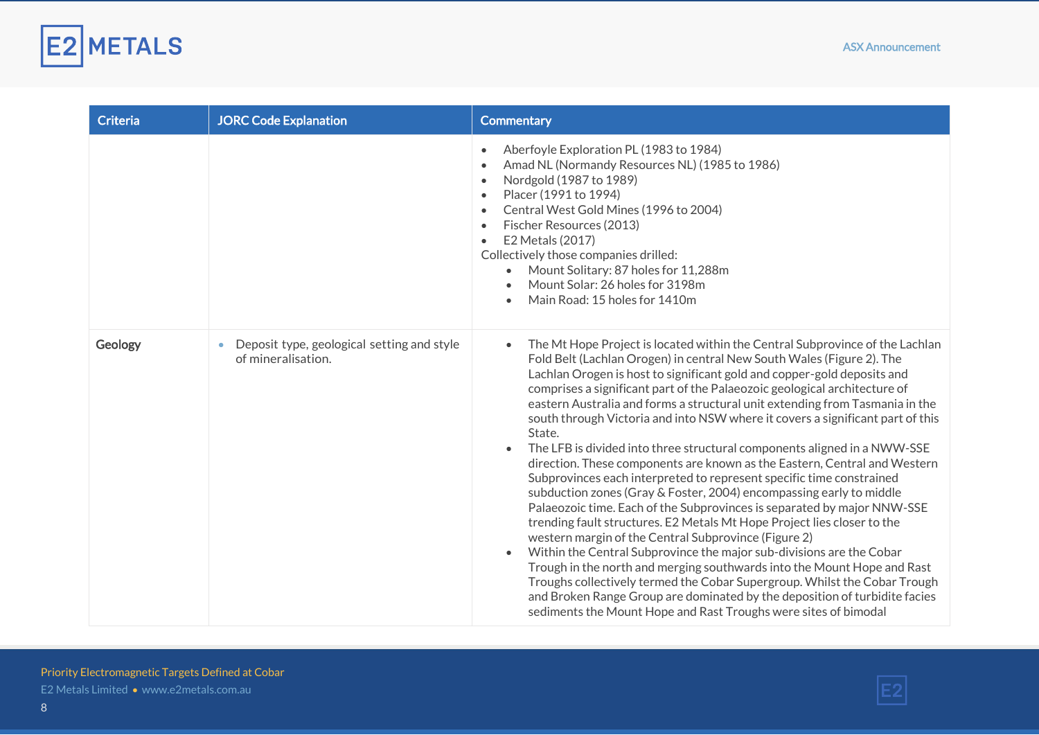| Criteria | JORC Code Explanation | Commentary |
|---|---|---|
| | | • Aberfoyle Exploration PL (1983 to 1984)<br>• Amad NL (Normandy Resources NL) (1985 to 1986)<br>• Nordgold (1987 to 1989)<br>• Placer (1991 to 1994)<br>• Central West Gold Mines (1996 to 2004)<br>• Fischer Resources (2013)<br>• E2 Metals (2017)<br>Collectively those companies drilled:<br>  • Mount Solitary: 87 holes for 11,288m<br>  • Mount Solar: 26 holes for 3198m<br>  • Main Road: 15 holes for 1410m |
| **Geology** | • Deposit type, geological setting and style of mineralisation. | • The Mt Hope Project is located within the Central Subprovince of the Lachlan Fold Belt (Lachlan Orogen) in central New South Wales (Figure 2). The Lachlan Orogen is host to significant gold and copper-gold deposits and comprises a significant part of the Palaeozoic geological architecture of eastern Australia and forms a structural unit extending from Tasmania in the south through Victoria and into NSW where it covers a significant part of this State.<br>• The LFB is divided into three structural components aligned in a NWW-SSE direction. These components are known as the Eastern, Central and Western Subprovinces each interpreted to represent specific time constrained subduction zones (Gray & Foster, 2004) encompassing early to middle Palaeozoic time. Each of the Subprovinces is separated by major NNW-SSE trending fault structures. E2 Metals Mt Hope Project lies closer to the western margin of the Central Subprovince (Figure 2)<br>• Within the Central Subprovince the major sub-divisions are the Cobar Trough in the north and merging southwards into the Mount Hope and Rast Troughs collectively termed the Cobar Supergroup. Whilst the Cobar Trough and Broken Range Group are dominated by the deposition of turbidite facies sediments the Mount Hope and Rast Troughs were sites of bimodal |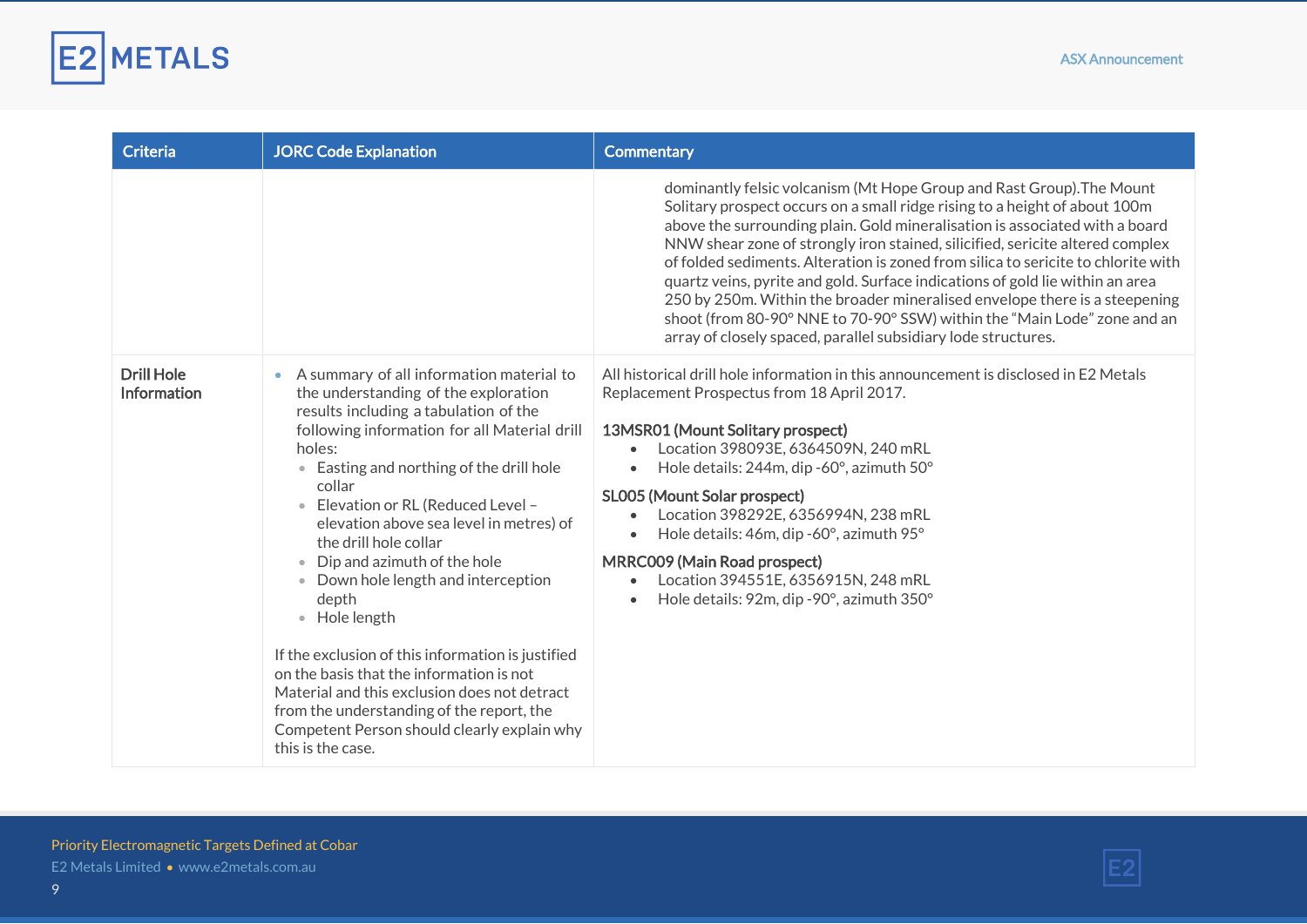| Criteria | JORC Code Explanation | Commentary |
|---|---|---|
| | | dominantly felsic volcanism (Mt Hope Group and Rast Group).The Mount Solitary prospect occurs on a small ridge rising to a height of about 100m above the surrounding plain. Gold mineralisation is associated with a board NNW shear zone of strongly iron stained, silicified, sericite altered complex of folded sediments. Alteration is zoned from silica to sericite to chlorite with quartz veins, pyrite and gold. Surface indications of gold lie within an area 250 by 250m. Within the broader mineralised envelope there is a steepening shoot (from 80-90° NNE to 70-90° SSW) within the "Main Lode" zone and an array of closely spaced, parallel subsidiary lode structures. |
| **Drill Hole Information** | • A summary of all information material to the understanding of the exploration results including a tabulation of the following information for all Material drill holes:<br>  ◦ Easting and northing of the drill hole collar<br>  ◦ Elevation or RL (Reduced Level – elevation above sea level in metres) of the drill hole collar<br>  ◦ Dip and azimuth of the hole<br>  ◦ Down hole length and interception depth<br>  ◦ Hole length<br><br>If the exclusion of this information is justified on the basis that the information is not Material and this exclusion does not detract from the understanding of the report, the Competent Person should clearly explain why this is the case. | All historical drill hole information in this announcement is disclosed in E2 Metals Replacement Prospectus from 18 April 2017.<br><br>**13MSR01 (Mount Solitary prospect)**<br>• Location 398093E, 6364509N, 240 mRL<br>• Hole details: 244m, dip -60°, azimuth 50°<br><br>**SL005 (Mount Solar prospect)**<br>• Location 398292E, 6356994N, 238 mRL<br>• Hole details: 46m, dip -60°, azimuth 95°<br><br>**MRRC009 (Main Road prospect)**<br>• Location 394551E, 6356915N, 248 mRL<br>• Hole details: 92m, dip -90°, azimuth 350° |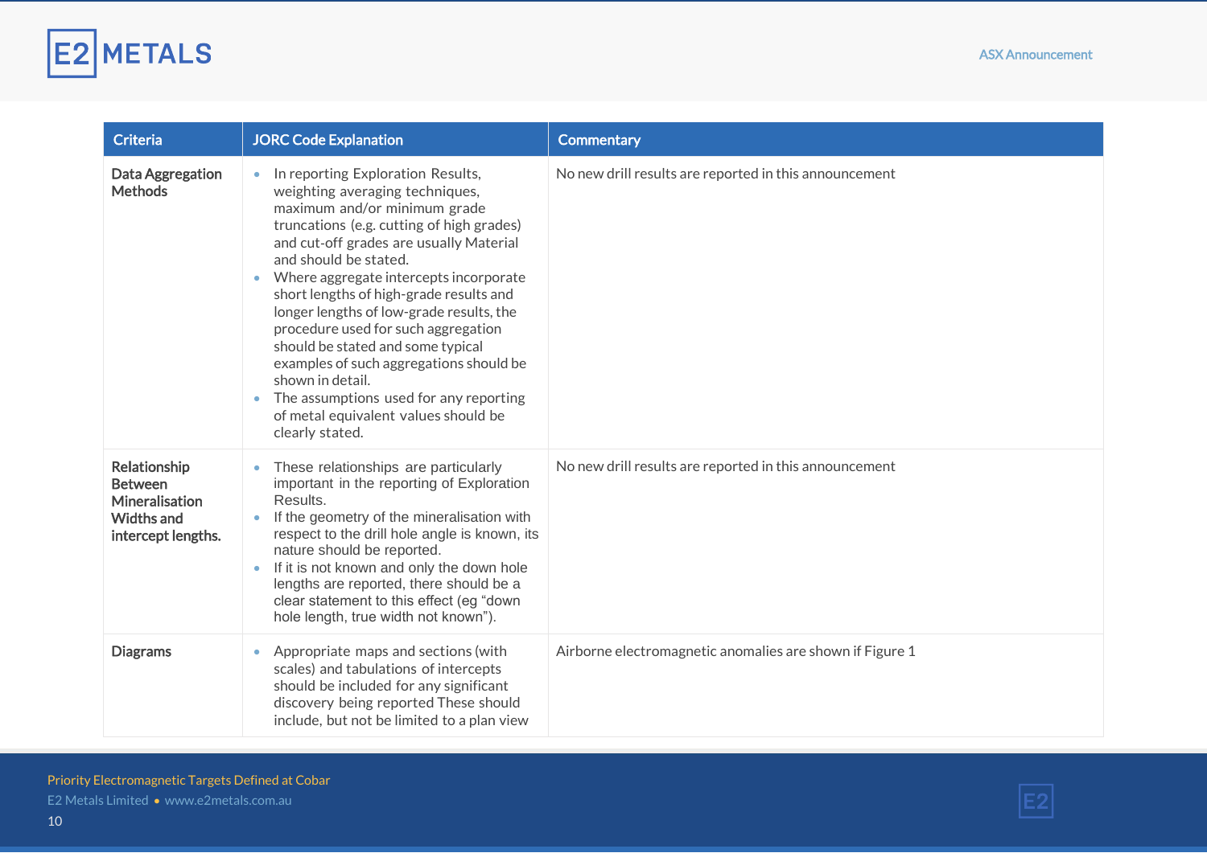| Criteria | JORC Code Explanation | Commentary |
|---|---|---|
| **Data Aggregation Methods** | • In reporting Exploration Results, weighting averaging techniques, maximum and/or minimum grade truncations (e.g. cutting of high grades) and cut-off grades are usually Material and should be stated.<br>• Where aggregate intercepts incorporate short lengths of high-grade results and longer lengths of low-grade results, the procedure used for such aggregation should be stated and some typical examples of such aggregations should be shown in detail.<br>• The assumptions used for any reporting of metal equivalent values should be clearly stated. | No new drill results are reported in this announcement |
| **Relationship Between Mineralisation Widths and intercept lengths.** | • These relationships are particularly important in the reporting of Exploration Results.<br>• If the geometry of the mineralisation with respect to the drill hole angle is known, its nature should be reported.<br>• If it is not known and only the down hole lengths are reported, there should be a clear statement to this effect (eg "down hole length, true width not known"). | No new drill results are reported in this announcement |
| **Diagrams** | • Appropriate maps and sections (with scales) and tabulations of intercepts should be included for any significant discovery being reported These should include, but not be limited to a plan view | Airborne electromagnetic anomalies are shown if Figure 1 |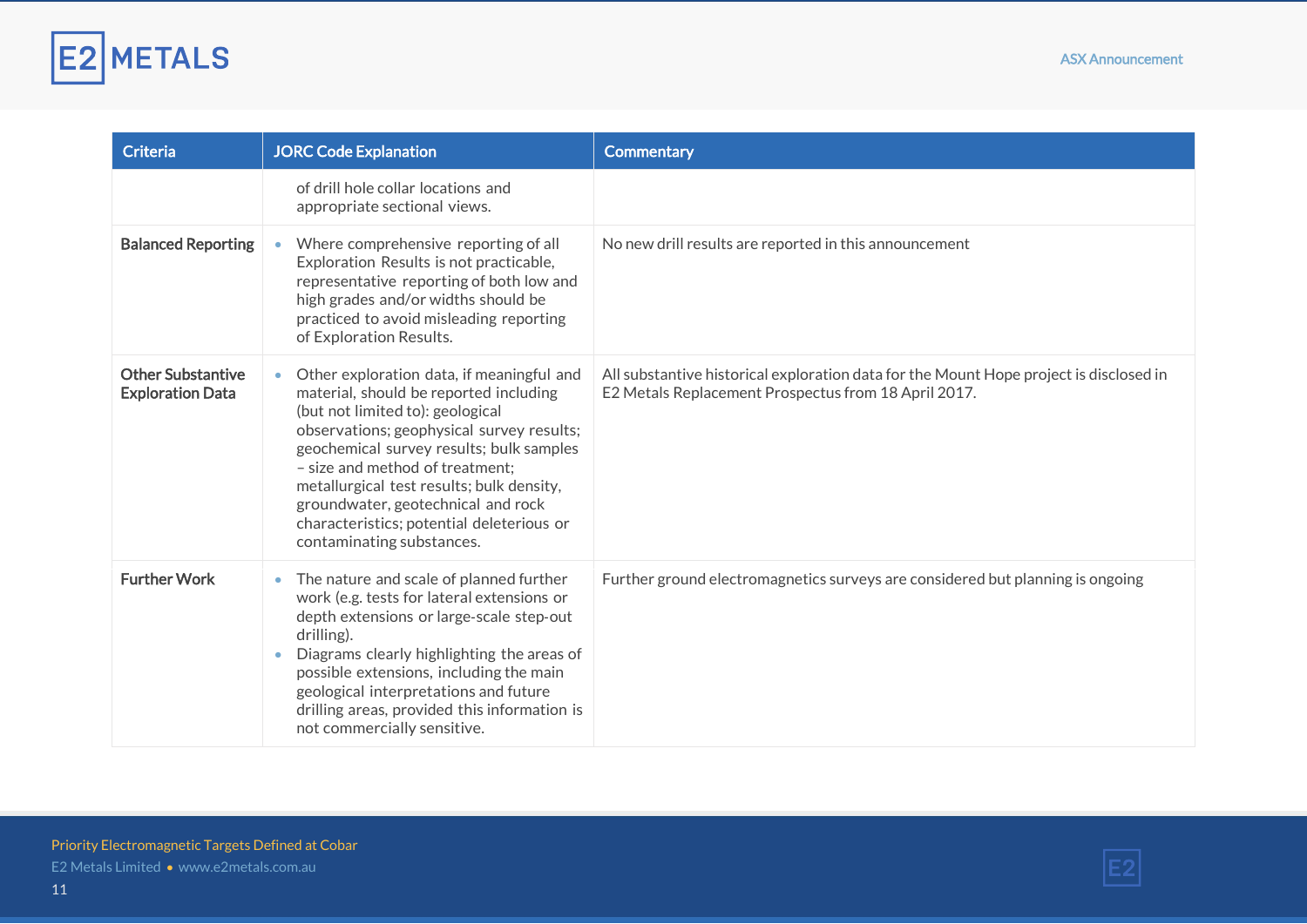| Criteria | JORC Code Explanation | Commentary |
|---|---|---|
| | of drill hole collar locations and appropriate sectional views. | |
| **Balanced Reporting** | • Where comprehensive reporting of all Exploration Results is not practicable, representative reporting of both low and high grades and/or widths should be practiced to avoid misleading reporting of Exploration Results. | No new drill results are reported in this announcement |
| **Other Substantive Exploration Data** | • Other exploration data, if meaningful and material, should be reported including (but not limited to): geological observations; geophysical survey results; geochemical survey results; bulk samples – size and method of treatment; metallurgical test results; bulk density, groundwater, geotechnical and rock characteristics; potential deleterious or contaminating substances. | All substantive historical exploration data for the Mount Hope project is disclosed in E2 Metals Replacement Prospectus from 18 April 2017. |
| **Further Work** | • The nature and scale of planned further work (e.g. tests for lateral extensions or depth extensions or large-scale step-out drilling).<br>• Diagrams clearly highlighting the areas of possible extensions, including the main geological interpretations and future drilling areas, provided this information is not commercially sensitive. | Further ground electromagnetics surveys are considered but planning is ongoing |